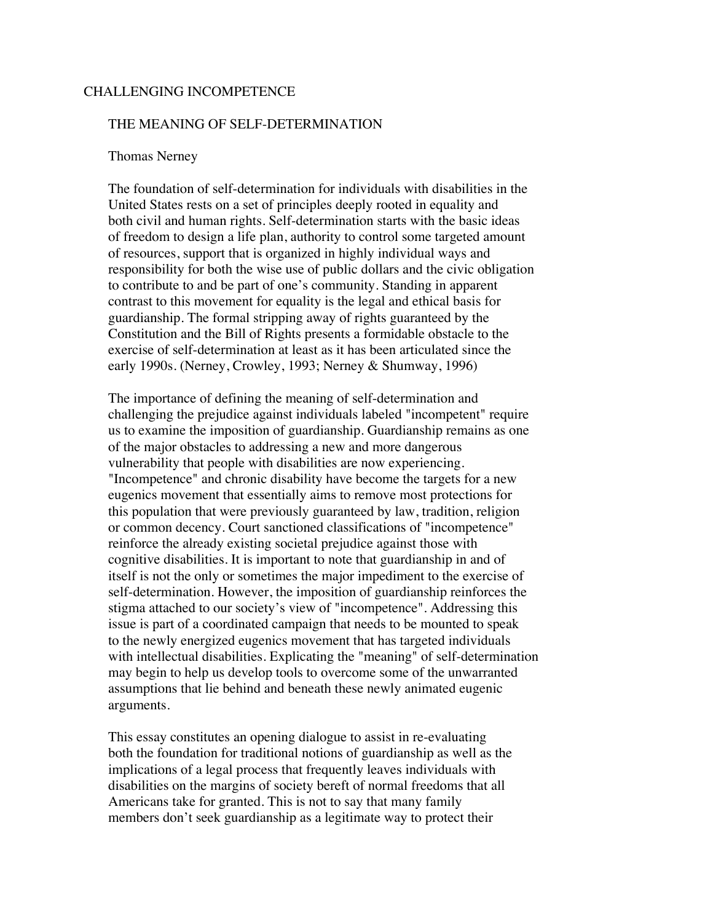# CHALLENGING INCOMPETENCE

## THE MEANING OF SELF-DETERMINATION

Thomas Nerney

The foundation of self-determination for individuals with disabilities in the United States rests on a set of principles deeply rooted in equality and both civil and human rights. Self-determination starts with the basic ideas of freedom to design a life plan, authority to control some targeted amount of resources, support that is organized in highly individual ways and responsibility for both the wise use of public dollars and the civic obligation to contribute to and be part of one's community. Standing in apparent contrast to this movement for equality is the legal and ethical basis for guardianship. The formal stripping away of rights guaranteed by the Constitution and the Bill of Rights presents a formidable obstacle to the exercise of self-determination at least as it has been articulated since the early 1990s. (Nerney, Crowley, 1993; Nerney & Shumway, 1996)

The importance of defining the meaning of self-determination and challenging the prejudice against individuals labeled "incompetent" require us to examine the imposition of guardianship. Guardianship remains as one of the major obstacles to addressing a new and more dangerous vulnerability that people with disabilities are now experiencing. "Incompetence" and chronic disability have become the targets for a new eugenics movement that essentially aims to remove most protections for this population that were previously guaranteed by law, tradition, religion or common decency. Court sanctioned classifications of "incompetence" reinforce the already existing societal prejudice against those with cognitive disabilities. It is important to note that guardianship in and of itself is not the only or sometimes the major impediment to the exercise of self-determination. However, the imposition of guardianship reinforces the stigma attached to our society's view of "incompetence". Addressing this issue is part of a coordinated campaign that needs to be mounted to speak to the newly energized eugenics movement that has targeted individuals with intellectual disabilities. Explicating the "meaning" of self-determination may begin to help us develop tools to overcome some of the unwarranted assumptions that lie behind and beneath these newly animated eugenic arguments.

This essay constitutes an opening dialogue to assist in re-evaluating both the foundation for traditional notions of guardianship as well as the implications of a legal process that frequently leaves individuals with disabilities on the margins of society bereft of normal freedoms that all Americans take for granted. This is not to say that many family members don't seek guardianship as a legitimate way to protect their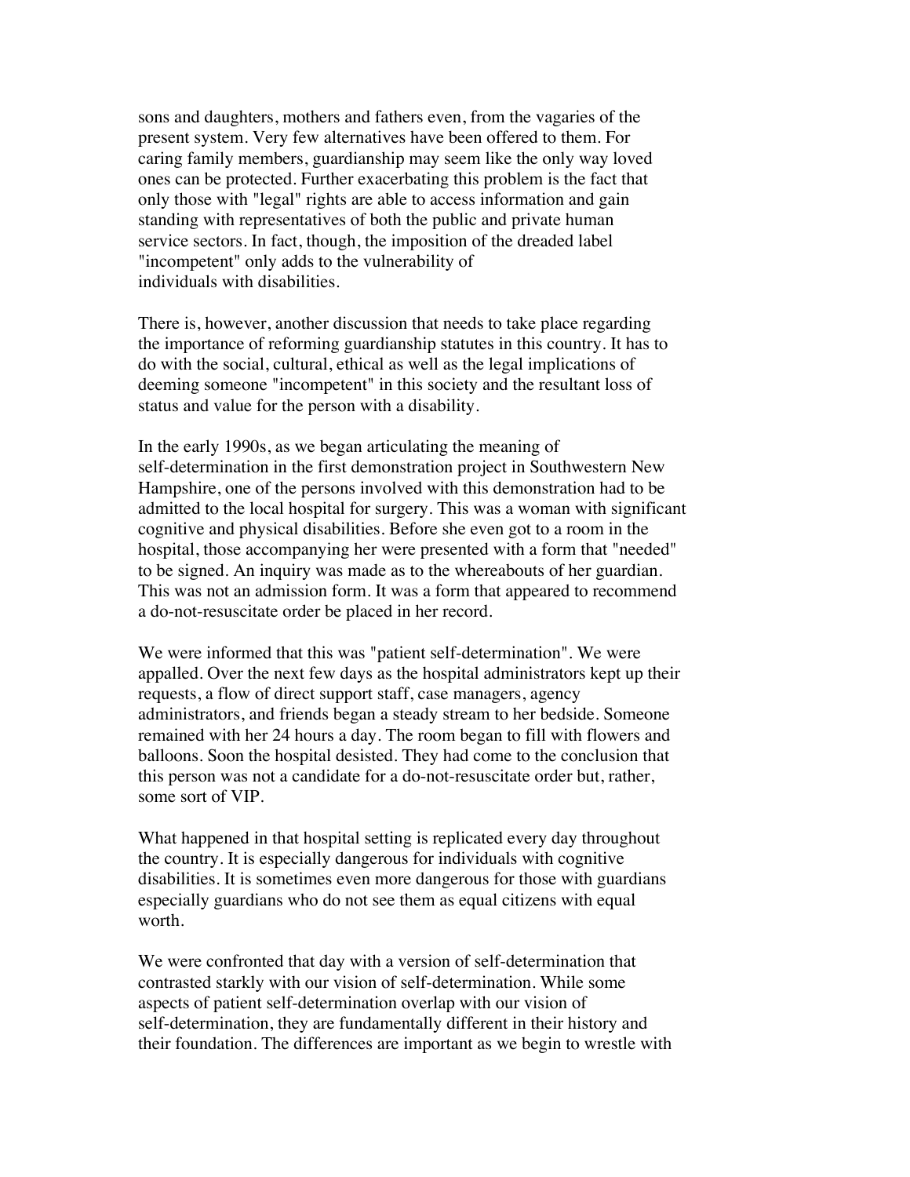sons and daughters, mothers and fathers even, from the vagaries of the present system. Very few alternatives have been offered to them. For caring family members, guardianship may seem like the only way loved ones can be protected. Further exacerbating this problem is the fact that only those with "legal" rights are able to access information and gain standing with representatives of both the public and private human service sectors. In fact, though, the imposition of the dreaded label "incompetent" only adds to the vulnerability of individuals with disabilities.

There is, however, another discussion that needs to take place regarding the importance of reforming guardianship statutes in this country. It has to do with the social, cultural, ethical as well as the legal implications of deeming someone "incompetent" in this society and the resultant loss of status and value for the person with a disability.

In the early 1990s, as we began articulating the meaning of self-determination in the first demonstration project in Southwestern New Hampshire, one of the persons involved with this demonstration had to be admitted to the local hospital for surgery. This was a woman with significant cognitive and physical disabilities. Before she even got to a room in the hospital, those accompanying her were presented with a form that "needed" to be signed. An inquiry was made as to the whereabouts of her guardian. This was not an admission form. It was a form that appeared to recommend a do-not-resuscitate order be placed in her record.

We were informed that this was "patient self-determination". We were appalled. Over the next few days as the hospital administrators kept up their requests, a flow of direct support staff, case managers, agency administrators, and friends began a steady stream to her bedside. Someone remained with her 24 hours a day. The room began to fill with flowers and balloons. Soon the hospital desisted. They had come to the conclusion that this person was not a candidate for a do-not-resuscitate order but, rather, some sort of VIP.

What happened in that hospital setting is replicated every day throughout the country. It is especially dangerous for individuals with cognitive disabilities. It is sometimes even more dangerous for those with guardians especially guardians who do not see them as equal citizens with equal worth.

We were confronted that day with a version of self-determination that contrasted starkly with our vision of self-determination. While some aspects of patient self-determination overlap with our vision of self-determination, they are fundamentally different in their history and their foundation. The differences are important as we begin to wrestle with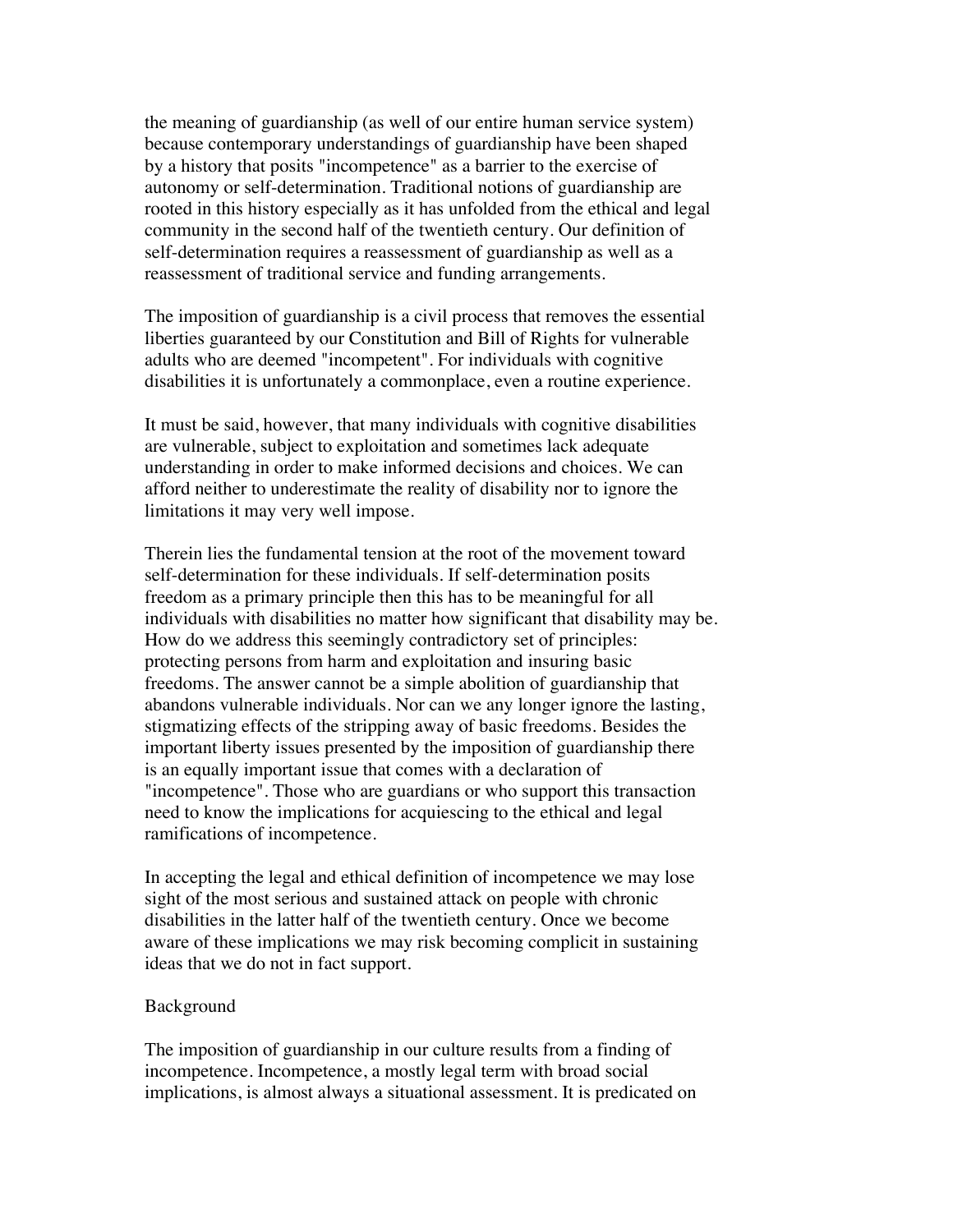the meaning of guardianship (as well of our entire human service system) because contemporary understandings of guardianship have been shaped by a history that posits "incompetence" as a barrier to the exercise of autonomy or self-determination. Traditional notions of guardianship are rooted in this history especially as it has unfolded from the ethical and legal community in the second half of the twentieth century. Our definition of self-determination requires a reassessment of guardianship as well as a reassessment of traditional service and funding arrangements.

The imposition of guardianship is a civil process that removes the essential liberties guaranteed by our Constitution and Bill of Rights for vulnerable adults who are deemed "incompetent". For individuals with cognitive disabilities it is unfortunately a commonplace, even a routine experience.

It must be said, however, that many individuals with cognitive disabilities are vulnerable, subject to exploitation and sometimes lack adequate understanding in order to make informed decisions and choices. We can afford neither to underestimate the reality of disability nor to ignore the limitations it may very well impose.

Therein lies the fundamental tension at the root of the movement toward self-determination for these individuals. If self-determination posits freedom as a primary principle then this has to be meaningful for all individuals with disabilities no matter how significant that disability may be. How do we address this seemingly contradictory set of principles: protecting persons from harm and exploitation and insuring basic freedoms. The answer cannot be a simple abolition of guardianship that abandons vulnerable individuals. Nor can we any longer ignore the lasting, stigmatizing effects of the stripping away of basic freedoms. Besides the important liberty issues presented by the imposition of guardianship there is an equally important issue that comes with a declaration of "incompetence". Those who are guardians or who support this transaction need to know the implications for acquiescing to the ethical and legal ramifications of incompetence.

In accepting the legal and ethical definition of incompetence we may lose sight of the most serious and sustained attack on people with chronic disabilities in the latter half of the twentieth century. Once we become aware of these implications we may risk becoming complicit in sustaining ideas that we do not in fact support.

## Background

The imposition of guardianship in our culture results from a finding of incompetence. Incompetence, a mostly legal term with broad social implications, is almost always a situational assessment. It is predicated on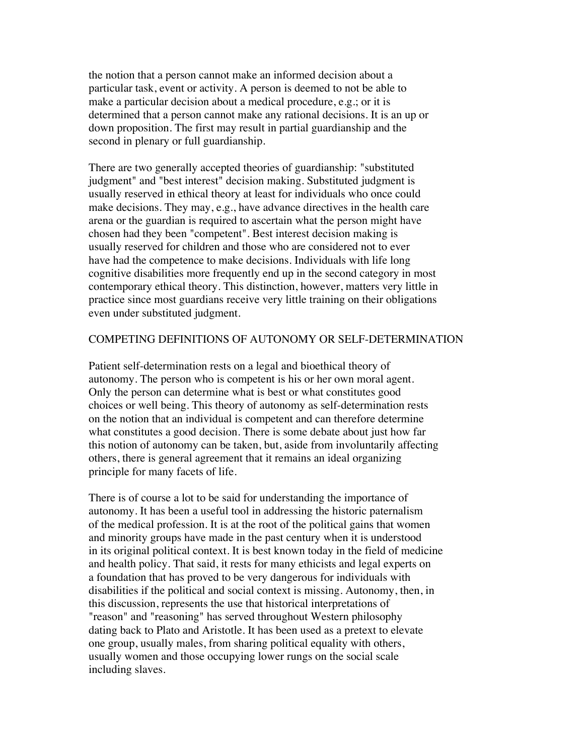the notion that a person cannot make an informed decision about a particular task, event or activity. A person is deemed to not be able to make a particular decision about a medical procedure, e.g.; or it is determined that a person cannot make any rational decisions. It is an up or down proposition. The first may result in partial guardianship and the second in plenary or full guardianship.

There are two generally accepted theories of guardianship: "substituted judgment" and "best interest" decision making. Substituted judgment is usually reserved in ethical theory at least for individuals who once could make decisions. They may, e.g., have advance directives in the health care arena or the guardian is required to ascertain what the person might have chosen had they been "competent". Best interest decision making is usually reserved for children and those who are considered not to ever have had the competence to make decisions. Individuals with life long cognitive disabilities more frequently end up in the second category in most contemporary ethical theory. This distinction, however, matters very little in practice since most guardians receive very little training on their obligations even under substituted judgment.

## COMPETING DEFINITIONS OF AUTONOMY OR SELF-DETERMINATION

Patient self-determination rests on a legal and bioethical theory of autonomy. The person who is competent is his or her own moral agent. Only the person can determine what is best or what constitutes good choices or well being. This theory of autonomy as self-determination rests on the notion that an individual is competent and can therefore determine what constitutes a good decision. There is some debate about just how far this notion of autonomy can be taken, but, aside from involuntarily affecting others, there is general agreement that it remains an ideal organizing principle for many facets of life.

There is of course a lot to be said for understanding the importance of autonomy. It has been a useful tool in addressing the historic paternalism of the medical profession. It is at the root of the political gains that women and minority groups have made in the past century when it is understood in its original political context. It is best known today in the field of medicine and health policy. That said, it rests for many ethicists and legal experts on a foundation that has proved to be very dangerous for individuals with disabilities if the political and social context is missing. Autonomy, then, in this discussion, represents the use that historical interpretations of "reason" and "reasoning" has served throughout Western philosophy dating back to Plato and Aristotle. It has been used as a pretext to elevate one group, usually males, from sharing political equality with others, usually women and those occupying lower rungs on the social scale including slaves.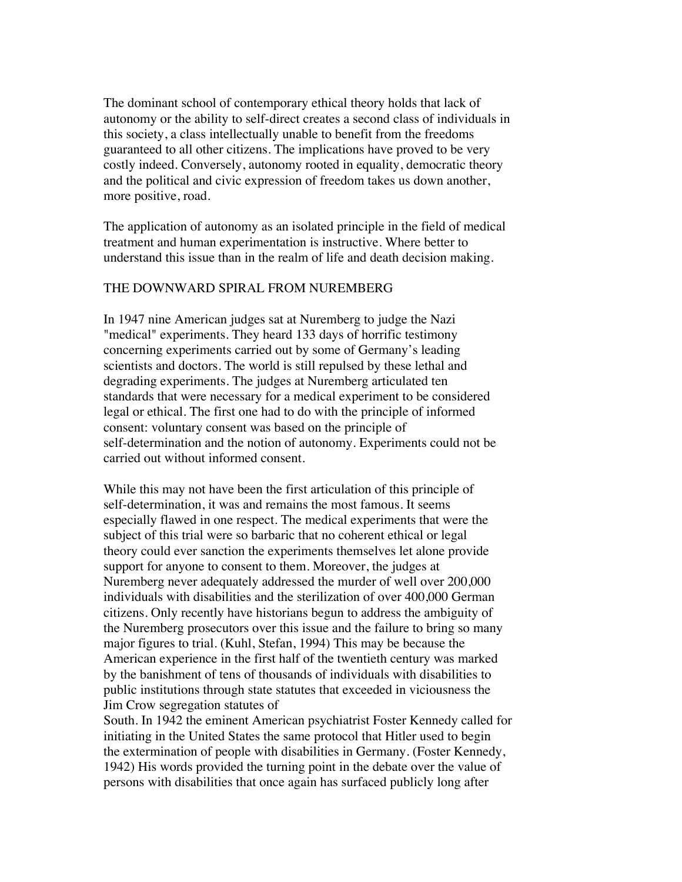The dominant school of contemporary ethical theory holds that lack of autonomy or the ability to self-direct creates a second class of individuals in this society, a class intellectually unable to benefit from the freedoms guaranteed to all other citizens. The implications have proved to be very costly indeed. Conversely, autonomy rooted in equality, democratic theory and the political and civic expression of freedom takes us down another, more positive, road.

The application of autonomy as an isolated principle in the field of medical treatment and human experimentation is instructive. Where better to understand this issue than in the realm of life and death decision making.

## THE DOWNWARD SPIRAL FROM NUREMBERG

In 1947 nine American judges sat at Nuremberg to judge the Nazi "medical" experiments. They heard 133 days of horrific testimony concerning experiments carried out by some of Germany's leading scientists and doctors. The world is still repulsed by these lethal and degrading experiments. The judges at Nuremberg articulated ten standards that were necessary for a medical experiment to be considered legal or ethical. The first one had to do with the principle of informed consent: voluntary consent was based on the principle of self-determination and the notion of autonomy. Experiments could not be carried out without informed consent.

While this may not have been the first articulation of this principle of self-determination, it was and remains the most famous. It seems especially flawed in one respect. The medical experiments that were the subject of this trial were so barbaric that no coherent ethical or legal theory could ever sanction the experiments themselves let alone provide support for anyone to consent to them. Moreover, the judges at Nuremberg never adequately addressed the murder of well over 200,000 individuals with disabilities and the sterilization of over 400,000 German citizens. Only recently have historians begun to address the ambiguity of the Nuremberg prosecutors over this issue and the failure to bring so many major figures to trial. (Kuhl, Stefan, 1994) This may be because the American experience in the first half of the twentieth century was marked by the banishment of tens of thousands of individuals with disabilities to public institutions through state statutes that exceeded in viciousness the Jim Crow segregation statutes of
South. In 1942 the eminent American psychiatrist Foster Kennedy called for initiating in the United States the same protocol that Hitler used to begin the extermination of people with disabilities in Germany. (Foster Kennedy, 1942) His words provided the turning point in the debate over the value of persons with disabilities that once again has surfaced publicly long after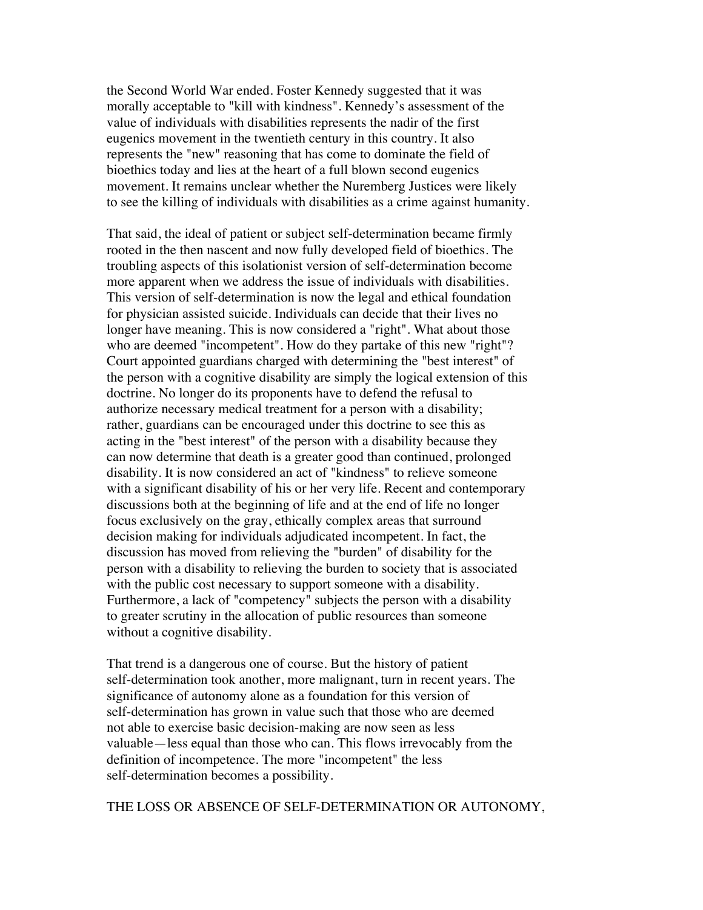the Second World War ended. Foster Kennedy suggested that it was morally acceptable to "kill with kindness". Kennedy's assessment of the value of individuals with disabilities represents the nadir of the first eugenics movement in the twentieth century in this country. It also represents the "new" reasoning that has come to dominate the field of bioethics today and lies at the heart of a full blown second eugenics movement. It remains unclear whether the Nuremberg Justices were likely to see the killing of individuals with disabilities as a crime against humanity.

That said, the ideal of patient or subject self-determination became firmly rooted in the then nascent and now fully developed field of bioethics. The troubling aspects of this isolationist version of self-determination become more apparent when we address the issue of individuals with disabilities. This version of self-determination is now the legal and ethical foundation for physician assisted suicide. Individuals can decide that their lives no longer have meaning. This is now considered a "right". What about those who are deemed "incompetent". How do they partake of this new "right"? Court appointed guardians charged with determining the "best interest" of the person with a cognitive disability are simply the logical extension of this doctrine. No longer do its proponents have to defend the refusal to authorize necessary medical treatment for a person with a disability; rather, guardians can be encouraged under this doctrine to see this as acting in the "best interest" of the person with a disability because they can now determine that death is a greater good than continued, prolonged disability. It is now considered an act of "kindness" to relieve someone with a significant disability of his or her very life. Recent and contemporary discussions both at the beginning of life and at the end of life no longer focus exclusively on the gray, ethically complex areas that surround decision making for individuals adjudicated incompetent. In fact, the discussion has moved from relieving the "burden" of disability for the person with a disability to relieving the burden to society that is associated with the public cost necessary to support someone with a disability. Furthermore, a lack of "competency" subjects the person with a disability to greater scrutiny in the allocation of public resources than someone without a cognitive disability.

That trend is a dangerous one of course. But the history of patient self-determination took another, more malignant, turn in recent years. The significance of autonomy alone as a foundation for this version of self-determination has grown in value such that those who are deemed not able to exercise basic decision-making are now seen as less valuable—less equal than those who can. This flows irrevocably from the definition of incompetence. The more "incompetent" the less self-determination becomes a possibility.

THE LOSS OR ABSENCE OF SELF-DETERMINATION OR AUTONOMY,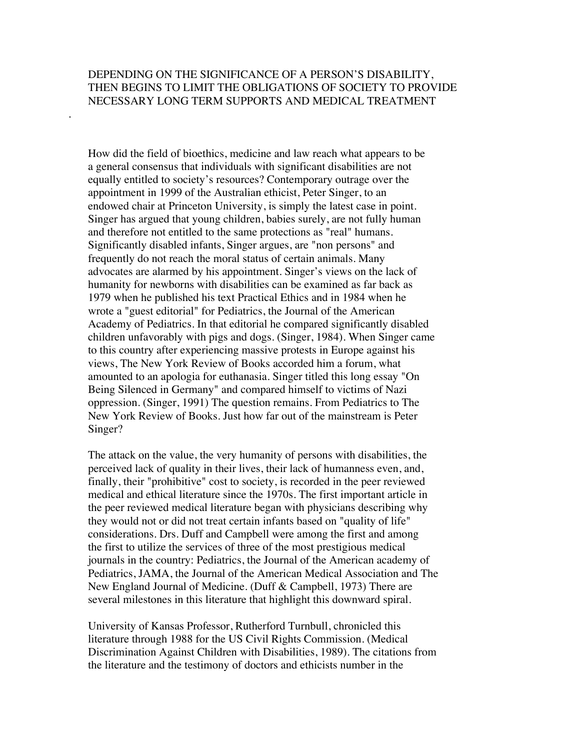DEPENDING ON THE SIGNIFICANCE OF A PERSON'S DISABILITY, THEN BEGINS TO LIMIT THE OBLIGATIONS OF SOCIETY TO PROVIDE NECESSARY LONG TERM SUPPORTS AND MEDICAL TREATMENT

.

How did the field of bioethics, medicine and law reach what appears to be a general consensus that individuals with significant disabilities are not equally entitled to society's resources? Contemporary outrage over the appointment in 1999 of the Australian ethicist, Peter Singer, to an endowed chair at Princeton University, is simply the latest case in point. Singer has argued that young children, babies surely, are not fully human and therefore not entitled to the same protections as "real" humans. Significantly disabled infants, Singer argues, are "non persons" and frequently do not reach the moral status of certain animals. Many advocates are alarmed by his appointment. Singer's views on the lack of humanity for newborns with disabilities can be examined as far back as 1979 when he published his text Practical Ethics and in 1984 when he wrote a "guest editorial" for Pediatrics, the Journal of the American Academy of Pediatrics. In that editorial he compared significantly disabled children unfavorably with pigs and dogs. (Singer, 1984). When Singer came to this country after experiencing massive protests in Europe against his views, The New York Review of Books accorded him a forum, what amounted to an apologia for euthanasia. Singer titled this long essay "On Being Silenced in Germany" and compared himself to victims of Nazi oppression. (Singer, 1991) The question remains. From Pediatrics to The New York Review of Books. Just how far out of the mainstream is Peter Singer?

The attack on the value, the very humanity of persons with disabilities, the perceived lack of quality in their lives, their lack of humanness even, and, finally, their "prohibitive" cost to society, is recorded in the peer reviewed medical and ethical literature since the 1970s. The first important article in the peer reviewed medical literature began with physicians describing why they would not or did not treat certain infants based on "quality of life" considerations. Drs. Duff and Campbell were among the first and among the first to utilize the services of three of the most prestigious medical journals in the country: Pediatrics, the Journal of the American academy of Pediatrics, JAMA, the Journal of the American Medical Association and The New England Journal of Medicine. (Duff & Campbell, 1973) There are several milestones in this literature that highlight this downward spiral.

University of Kansas Professor, Rutherford Turnbull, chronicled this literature through 1988 for the US Civil Rights Commission. (Medical Discrimination Against Children with Disabilities, 1989). The citations from the literature and the testimony of doctors and ethicists number in the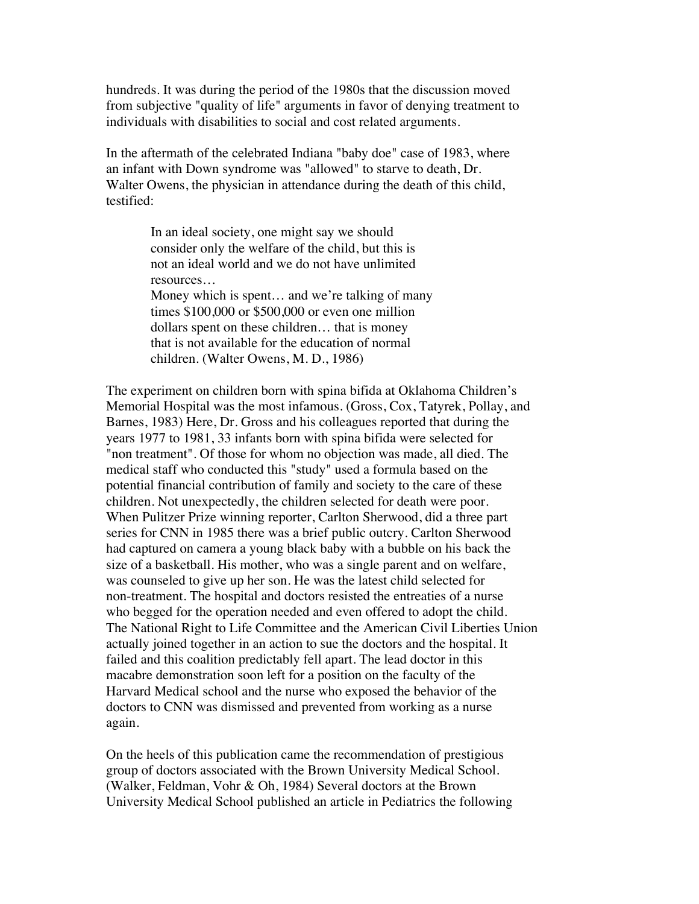hundreds. It was during the period of the 1980s that the discussion moved from subjective "quality of life" arguments in favor of denying treatment to individuals with disabilities to social and cost related arguments.

In the aftermath of the celebrated Indiana "baby doe" case of 1983, where an infant with Down syndrome was "allowed" to starve to death, Dr. Walter Owens, the physician in attendance during the death of this child, testified:

> In an ideal society, one might say we should consider only the welfare of the child, but this is not an ideal world and we do not have unlimited resources…
> Money which is spent… and we're talking of many times $100,000 or $500,000 or even one million dollars spent on these children… that is money that is not available for the education of normal children. (Walter Owens, M. D., 1986)

The experiment on children born with spina bifida at Oklahoma Children's Memorial Hospital was the most infamous. (Gross, Cox, Tatyrek, Pollay, and Barnes, 1983) Here, Dr. Gross and his colleagues reported that during the years 1977 to 1981, 33 infants born with spina bifida were selected for "non treatment". Of those for whom no objection was made, all died. The medical staff who conducted this "study" used a formula based on the potential financial contribution of family and society to the care of these children. Not unexpectedly, the children selected for death were poor. When Pulitzer Prize winning reporter, Carlton Sherwood, did a three part series for CNN in 1985 there was a brief public outcry. Carlton Sherwood had captured on camera a young black baby with a bubble on his back the size of a basketball. His mother, who was a single parent and on welfare, was counseled to give up her son. He was the latest child selected for non-treatment. The hospital and doctors resisted the entreaties of a nurse who begged for the operation needed and even offered to adopt the child. The National Right to Life Committee and the American Civil Liberties Union actually joined together in an action to sue the doctors and the hospital. It failed and this coalition predictably fell apart. The lead doctor in this macabre demonstration soon left for a position on the faculty of the Harvard Medical school and the nurse who exposed the behavior of the doctors to CNN was dismissed and prevented from working as a nurse again.

On the heels of this publication came the recommendation of prestigious group of doctors associated with the Brown University Medical School. (Walker, Feldman, Vohr & Oh, 1984) Several doctors at the Brown University Medical School published an article in Pediatrics the following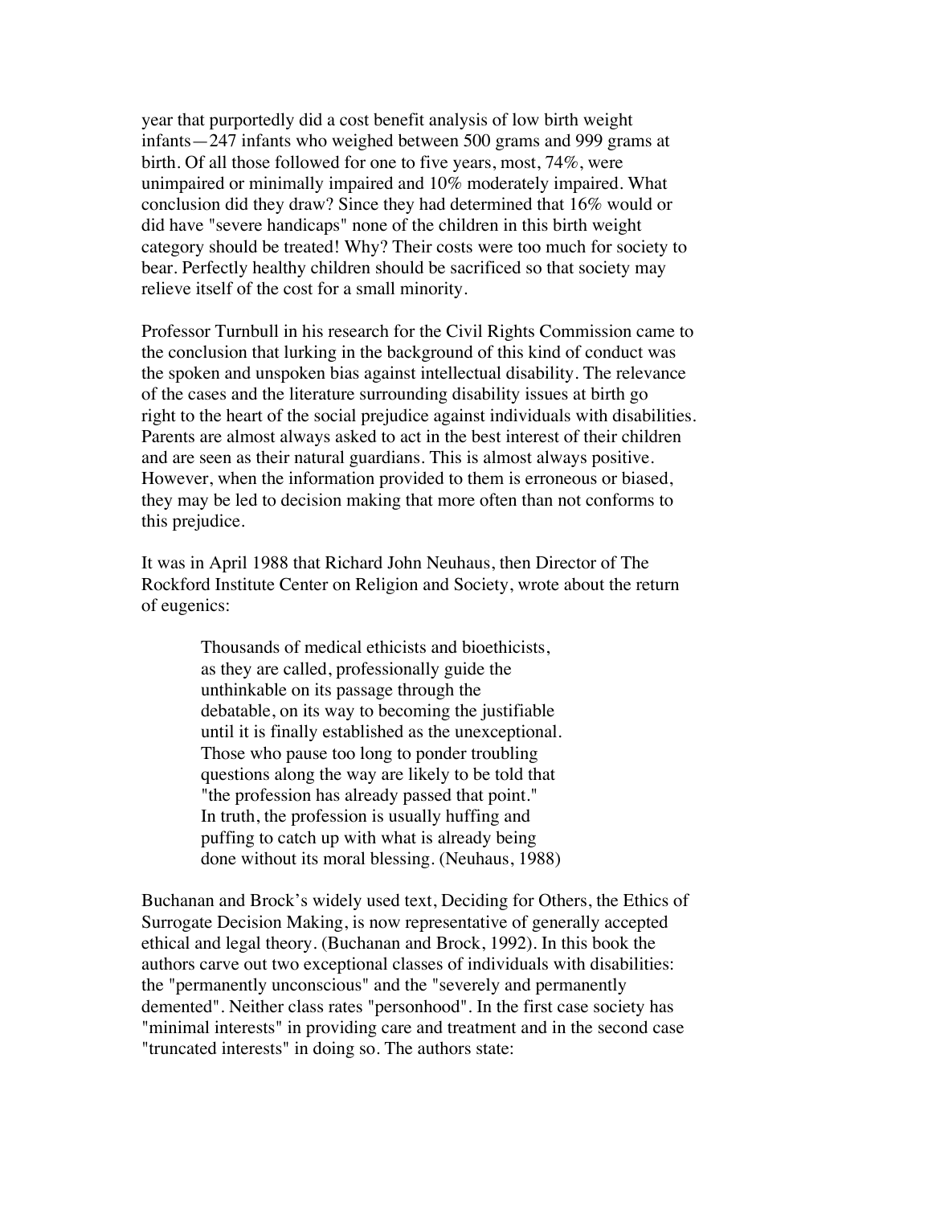year that purportedly did a cost benefit analysis of low birth weight infants—247 infants who weighed between 500 grams and 999 grams at birth. Of all those followed for one to five years, most, 74%, were unimpaired or minimally impaired and 10% moderately impaired. What conclusion did they draw? Since they had determined that 16% would or did have "severe handicaps" none of the children in this birth weight category should be treated! Why? Their costs were too much for society to bear. Perfectly healthy children should be sacrificed so that society may relieve itself of the cost for a small minority.

Professor Turnbull in his research for the Civil Rights Commission came to the conclusion that lurking in the background of this kind of conduct was the spoken and unspoken bias against intellectual disability. The relevance of the cases and the literature surrounding disability issues at birth go right to the heart of the social prejudice against individuals with disabilities. Parents are almost always asked to act in the best interest of their children and are seen as their natural guardians. This is almost always positive. However, when the information provided to them is erroneous or biased, they may be led to decision making that more often than not conforms to this prejudice.

It was in April 1988 that Richard John Neuhaus, then Director of The Rockford Institute Center on Religion and Society, wrote about the return of eugenics:

> Thousands of medical ethicists and bioethicists, as they are called, professionally guide the unthinkable on its passage through the debatable, on its way to becoming the justifiable until it is finally established as the unexceptional. Those who pause too long to ponder troubling questions along the way are likely to be told that "the profession has already passed that point." In truth, the profession is usually huffing and puffing to catch up with what is already being done without its moral blessing. (Neuhaus, 1988)

Buchanan and Brock's widely used text, Deciding for Others, the Ethics of Surrogate Decision Making, is now representative of generally accepted ethical and legal theory. (Buchanan and Brock, 1992). In this book the authors carve out two exceptional classes of individuals with disabilities: the "permanently unconscious" and the "severely and permanently demented". Neither class rates "personhood". In the first case society has "minimal interests" in providing care and treatment and in the second case "truncated interests" in doing so. The authors state: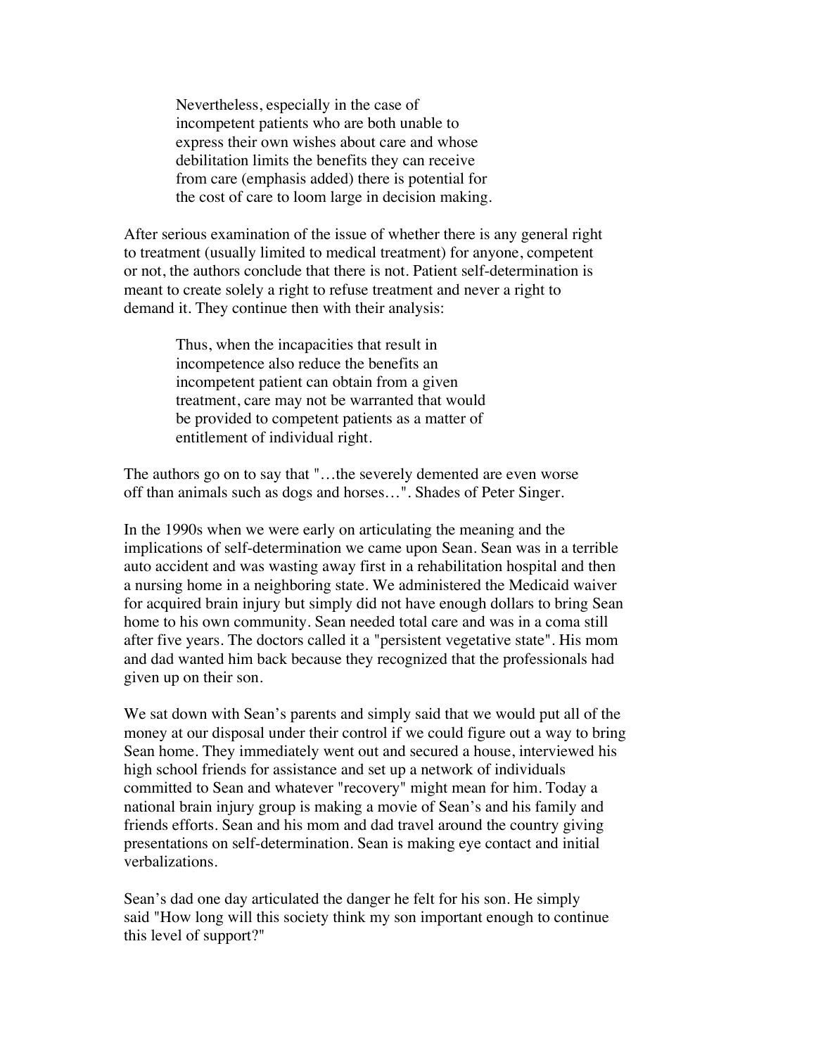> Nevertheless, especially in the case of incompetent patients who are both unable to express their own wishes about care and whose debilitation limits the benefits they can receive from care (emphasis added) there is potential for the cost of care to loom large in decision making.

After serious examination of the issue of whether there is any general right to treatment (usually limited to medical treatment) for anyone, competent or not, the authors conclude that there is not. Patient self-determination is meant to create solely a right to refuse treatment and never a right to demand it. They continue then with their analysis:

> Thus, when the incapacities that result in incompetence also reduce the benefits an incompetent patient can obtain from a given treatment, care may not be warranted that would be provided to competent patients as a matter of entitlement of individual right.

The authors go on to say that "…the severely demented are even worse off than animals such as dogs and horses…". Shades of Peter Singer.

In the 1990s when we were early on articulating the meaning and the implications of self-determination we came upon Sean. Sean was in a terrible auto accident and was wasting away first in a rehabilitation hospital and then a nursing home in a neighboring state. We administered the Medicaid waiver for acquired brain injury but simply did not have enough dollars to bring Sean home to his own community. Sean needed total care and was in a coma still after five years. The doctors called it a "persistent vegetative state". His mom and dad wanted him back because they recognized that the professionals had given up on their son.

We sat down with Sean's parents and simply said that we would put all of the money at our disposal under their control if we could figure out a way to bring Sean home. They immediately went out and secured a house, interviewed his high school friends for assistance and set up a network of individuals committed to Sean and whatever "recovery" might mean for him. Today a national brain injury group is making a movie of Sean's and his family and friends efforts. Sean and his mom and dad travel around the country giving presentations on self-determination. Sean is making eye contact and initial verbalizations.

Sean's dad one day articulated the danger he felt for his son. He simply said "How long will this society think my son important enough to continue this level of support?"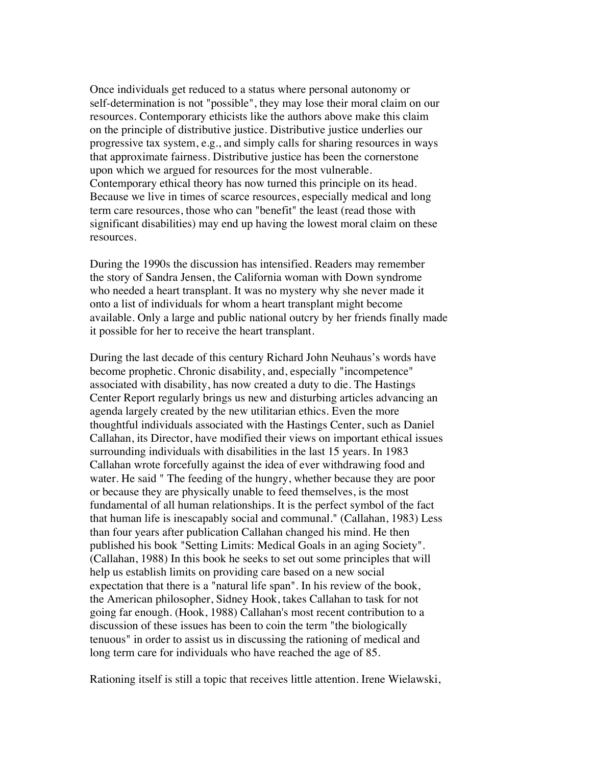Once individuals get reduced to a status where personal autonomy or self-determination is not "possible", they may lose their moral claim on our resources. Contemporary ethicists like the authors above make this claim on the principle of distributive justice. Distributive justice underlies our progressive tax system, e.g., and simply calls for sharing resources in ways that approximate fairness. Distributive justice has been the cornerstone upon which we argued for resources for the most vulnerable. Contemporary ethical theory has now turned this principle on its head. Because we live in times of scarce resources, especially medical and long term care resources, those who can "benefit" the least (read those with significant disabilities) may end up having the lowest moral claim on these resources.

During the 1990s the discussion has intensified. Readers may remember the story of Sandra Jensen, the California woman with Down syndrome who needed a heart transplant. It was no mystery why she never made it onto a list of individuals for whom a heart transplant might become available. Only a large and public national outcry by her friends finally made it possible for her to receive the heart transplant.

During the last decade of this century Richard John Neuhaus's words have become prophetic. Chronic disability, and, especially "incompetence" associated with disability, has now created a duty to die. The Hastings Center Report regularly brings us new and disturbing articles advancing an agenda largely created by the new utilitarian ethics. Even the more thoughtful individuals associated with the Hastings Center, such as Daniel Callahan, its Director, have modified their views on important ethical issues surrounding individuals with disabilities in the last 15 years. In 1983 Callahan wrote forcefully against the idea of ever withdrawing food and water. He said " The feeding of the hungry, whether because they are poor or because they are physically unable to feed themselves, is the most fundamental of all human relationships. It is the perfect symbol of the fact that human life is inescapably social and communal." (Callahan, 1983) Less than four years after publication Callahan changed his mind. He then published his book "Setting Limits: Medical Goals in an aging Society". (Callahan, 1988) In this book he seeks to set out some principles that will help us establish limits on providing care based on a new social expectation that there is a "natural life span". In his review of the book, the American philosopher, Sidney Hook, takes Callahan to task for not going far enough. (Hook, 1988) Callahan's most recent contribution to a discussion of these issues has been to coin the term "the biologically tenuous" in order to assist us in discussing the rationing of medical and long term care for individuals who have reached the age of 85.

Rationing itself is still a topic that receives little attention. Irene Wielawski,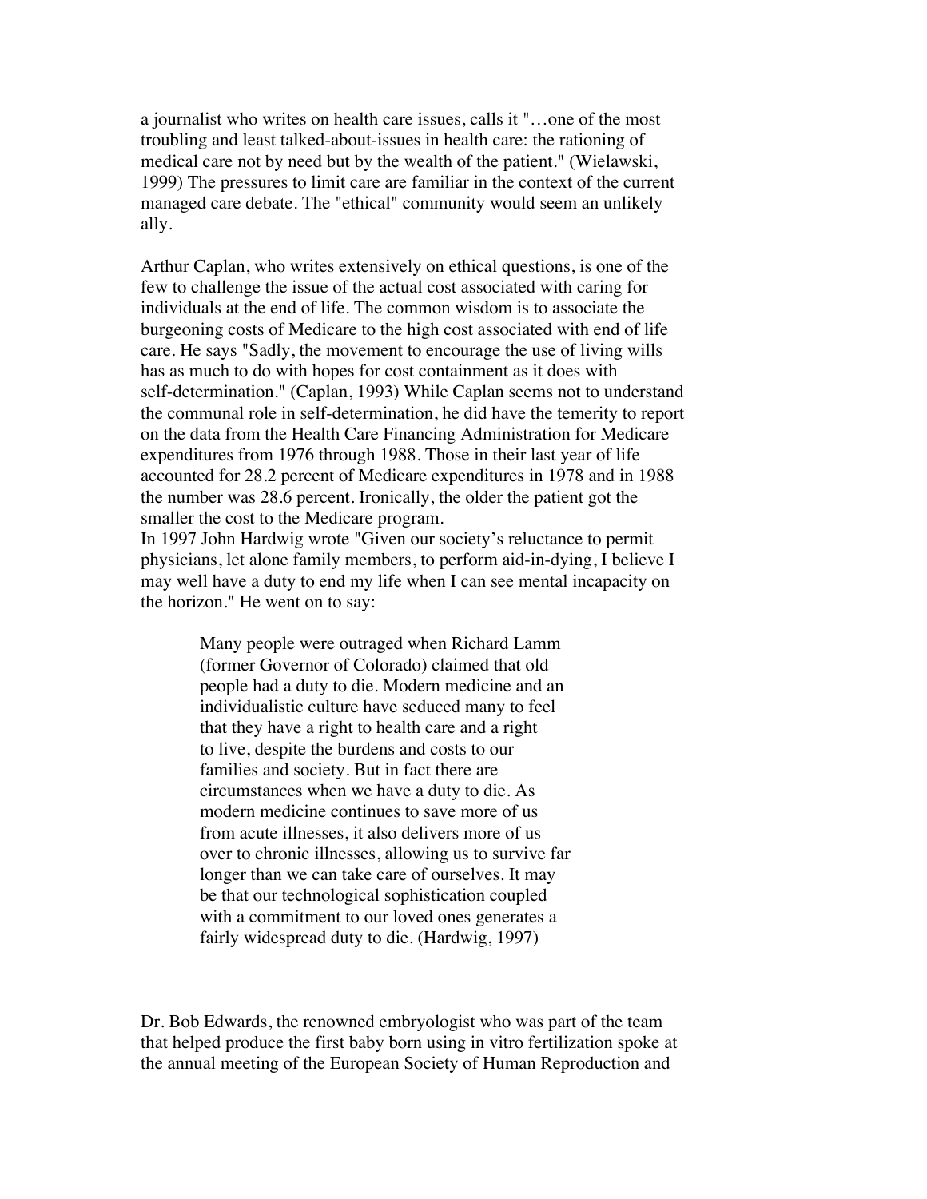a journalist who writes on health care issues, calls it "…one of the most troubling and least talked-about-issues in health care: the rationing of medical care not by need but by the wealth of the patient." (Wielawski, 1999) The pressures to limit care are familiar in the context of the current managed care debate. The "ethical" community would seem an unlikely ally.

Arthur Caplan, who writes extensively on ethical questions, is one of the few to challenge the issue of the actual cost associated with caring for individuals at the end of life. The common wisdom is to associate the burgeoning costs of Medicare to the high cost associated with end of life care. He says "Sadly, the movement to encourage the use of living wills has as much to do with hopes for cost containment as it does with self-determination." (Caplan, 1993) While Caplan seems not to understand the communal role in self-determination, he did have the temerity to report on the data from the Health Care Financing Administration for Medicare expenditures from 1976 through 1988. Those in their last year of life accounted for 28.2 percent of Medicare expenditures in 1978 and in 1988 the number was 28.6 percent. Ironically, the older the patient got the smaller the cost to the Medicare program.

In 1997 John Hardwig wrote "Given our society's reluctance to permit physicians, let alone family members, to perform aid-in-dying, I believe I may well have a duty to end my life when I can see mental incapacity on the horizon." He went on to say:

> Many people were outraged when Richard Lamm (former Governor of Colorado) claimed that old people had a duty to die. Modern medicine and an individualistic culture have seduced many to feel that they have a right to health care and a right to live, despite the burdens and costs to our families and society. But in fact there are circumstances when we have a duty to die. As modern medicine continues to save more of us from acute illnesses, it also delivers more of us over to chronic illnesses, allowing us to survive far longer than we can take care of ourselves. It may be that our technological sophistication coupled with a commitment to our loved ones generates a fairly widespread duty to die. (Hardwig, 1997)

Dr. Bob Edwards, the renowned embryologist who was part of the team that helped produce the first baby born using in vitro fertilization spoke at the annual meeting of the European Society of Human Reproduction and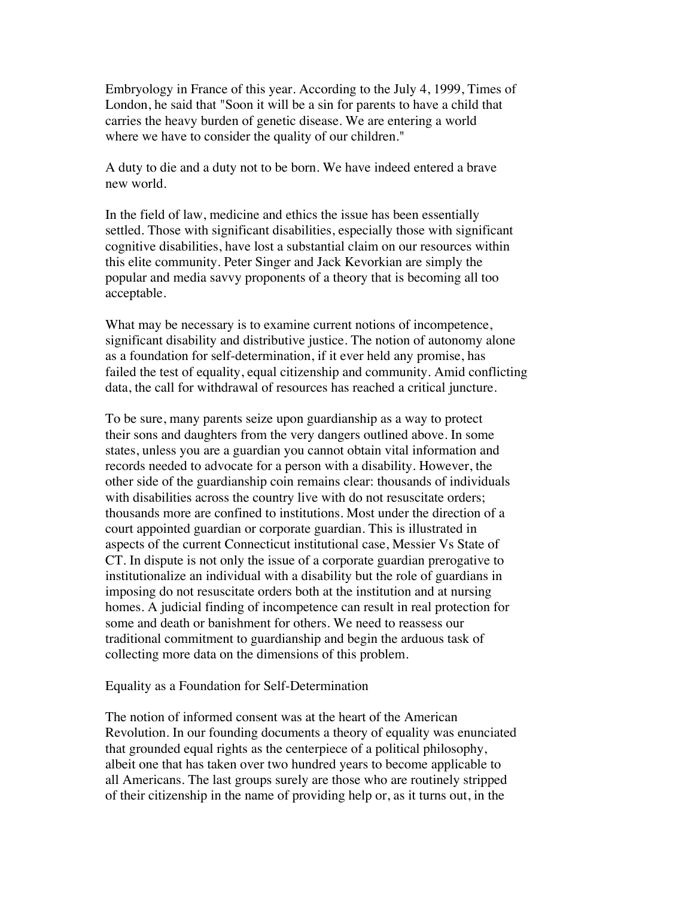Embryology in France of this year. According to the July 4, 1999, Times of London, he said that "Soon it will be a sin for parents to have a child that carries the heavy burden of genetic disease. We are entering a world where we have to consider the quality of our children."

A duty to die and a duty not to be born. We have indeed entered a brave new world.

In the field of law, medicine and ethics the issue has been essentially settled. Those with significant disabilities, especially those with significant cognitive disabilities, have lost a substantial claim on our resources within this elite community. Peter Singer and Jack Kevorkian are simply the popular and media savvy proponents of a theory that is becoming all too acceptable.

What may be necessary is to examine current notions of incompetence, significant disability and distributive justice. The notion of autonomy alone as a foundation for self-determination, if it ever held any promise, has failed the test of equality, equal citizenship and community. Amid conflicting data, the call for withdrawal of resources has reached a critical juncture.

To be sure, many parents seize upon guardianship as a way to protect their sons and daughters from the very dangers outlined above. In some states, unless you are a guardian you cannot obtain vital information and records needed to advocate for a person with a disability. However, the other side of the guardianship coin remains clear: thousands of individuals with disabilities across the country live with do not resuscitate orders; thousands more are confined to institutions. Most under the direction of a court appointed guardian or corporate guardian. This is illustrated in aspects of the current Connecticut institutional case, Messier Vs State of CT. In dispute is not only the issue of a corporate guardian prerogative to institutionalize an individual with a disability but the role of guardians in imposing do not resuscitate orders both at the institution and at nursing homes. A judicial finding of incompetence can result in real protection for some and death or banishment for others. We need to reassess our traditional commitment to guardianship and begin the arduous task of collecting more data on the dimensions of this problem.

## Equality as a Foundation for Self-Determination

The notion of informed consent was at the heart of the American Revolution. In our founding documents a theory of equality was enunciated that grounded equal rights as the centerpiece of a political philosophy, albeit one that has taken over two hundred years to become applicable to all Americans. The last groups surely are those who are routinely stripped of their citizenship in the name of providing help or, as it turns out, in the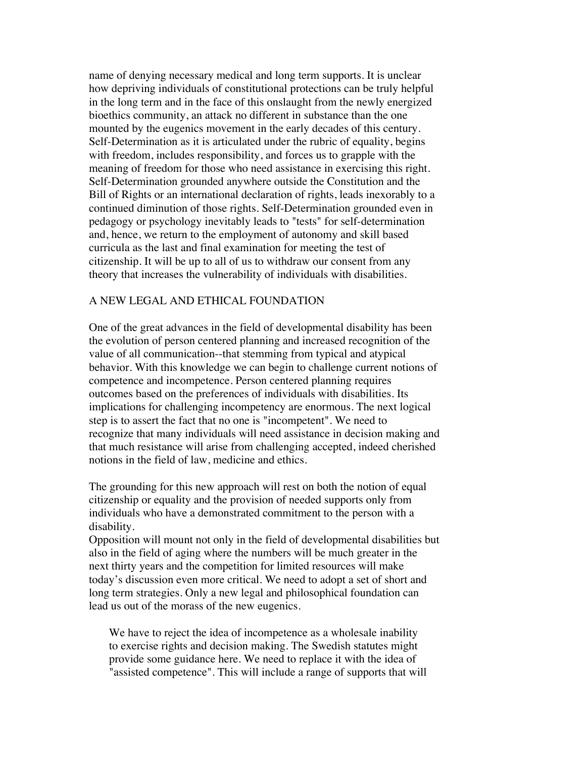name of denying necessary medical and long term supports. It is unclear how depriving individuals of constitutional protections can be truly helpful in the long term and in the face of this onslaught from the newly energized bioethics community, an attack no different in substance than the one mounted by the eugenics movement in the early decades of this century. Self-Determination as it is articulated under the rubric of equality, begins with freedom, includes responsibility, and forces us to grapple with the meaning of freedom for those who need assistance in exercising this right. Self-Determination grounded anywhere outside the Constitution and the Bill of Rights or an international declaration of rights, leads inexorably to a continued diminution of those rights. Self-Determination grounded even in pedagogy or psychology inevitably leads to "tests" for self-determination and, hence, we return to the employment of autonomy and skill based curricula as the last and final examination for meeting the test of citizenship. It will be up to all of us to withdraw our consent from any theory that increases the vulnerability of individuals with disabilities.

## A NEW LEGAL AND ETHICAL FOUNDATION

One of the great advances in the field of developmental disability has been the evolution of person centered planning and increased recognition of the value of all communication--that stemming from typical and atypical behavior. With this knowledge we can begin to challenge current notions of competence and incompetence. Person centered planning requires outcomes based on the preferences of individuals with disabilities. Its implications for challenging incompetency are enormous. The next logical step is to assert the fact that no one is "incompetent". We need to recognize that many individuals will need assistance in decision making and that much resistance will arise from challenging accepted, indeed cherished notions in the field of law, medicine and ethics.

The grounding for this new approach will rest on both the notion of equal citizenship or equality and the provision of needed supports only from individuals who have a demonstrated commitment to the person with a disability.
Opposition will mount not only in the field of developmental disabilities but also in the field of aging where the numbers will be much greater in the next thirty years and the competition for limited resources will make today's discussion even more critical. We need to adopt a set of short and long term strategies. Only a new legal and philosophical foundation can lead us out of the morass of the new eugenics.

> We have to reject the idea of incompetence as a wholesale inability to exercise rights and decision making. The Swedish statutes might provide some guidance here. We need to replace it with the idea of "assisted competence". This will include a range of supports that will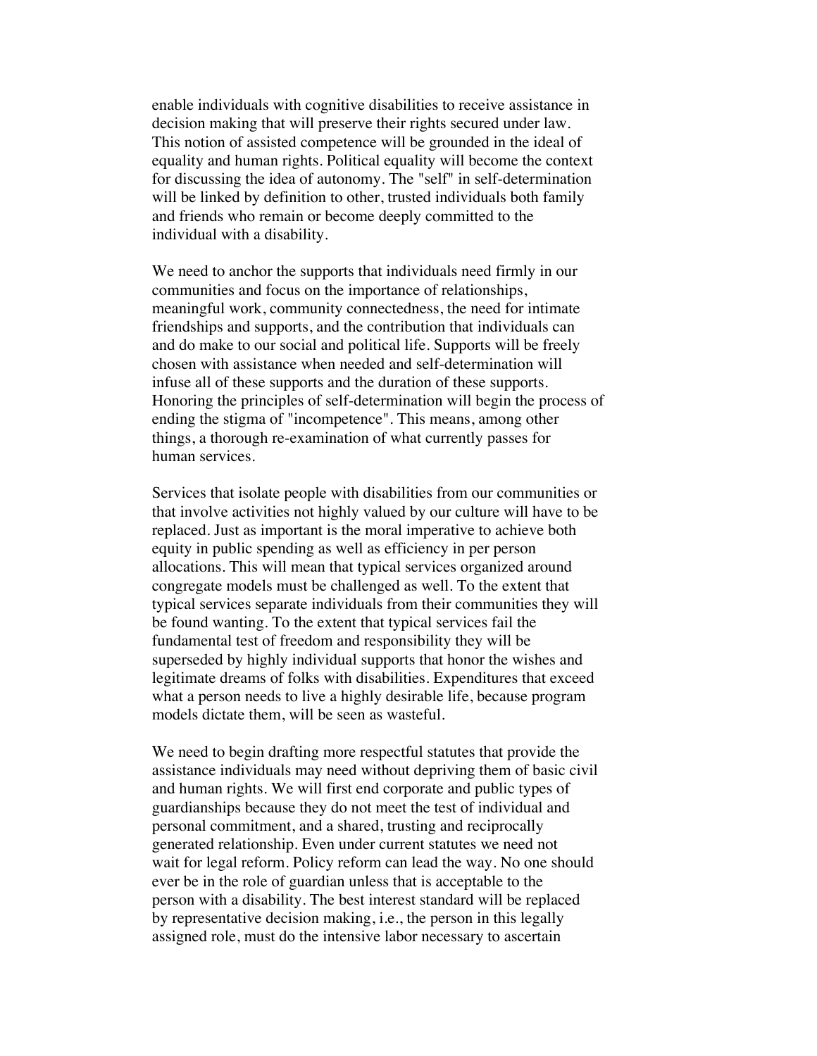enable individuals with cognitive disabilities to receive assistance in decision making that will preserve their rights secured under law. This notion of assisted competence will be grounded in the ideal of equality and human rights. Political equality will become the context for discussing the idea of autonomy. The "self" in self-determination will be linked by definition to other, trusted individuals both family and friends who remain or become deeply committed to the individual with a disability.

We need to anchor the supports that individuals need firmly in our communities and focus on the importance of relationships, meaningful work, community connectedness, the need for intimate friendships and supports, and the contribution that individuals can and do make to our social and political life. Supports will be freely chosen with assistance when needed and self-determination will infuse all of these supports and the duration of these supports. Honoring the principles of self-determination will begin the process of ending the stigma of "incompetence". This means, among other things, a thorough re-examination of what currently passes for human services.

Services that isolate people with disabilities from our communities or that involve activities not highly valued by our culture will have to be replaced. Just as important is the moral imperative to achieve both equity in public spending as well as efficiency in per person allocations. This will mean that typical services organized around congregate models must be challenged as well. To the extent that typical services separate individuals from their communities they will be found wanting. To the extent that typical services fail the fundamental test of freedom and responsibility they will be superseded by highly individual supports that honor the wishes and legitimate dreams of folks with disabilities. Expenditures that exceed what a person needs to live a highly desirable life, because program models dictate them, will be seen as wasteful.

We need to begin drafting more respectful statutes that provide the assistance individuals may need without depriving them of basic civil and human rights. We will first end corporate and public types of guardianships because they do not meet the test of individual and personal commitment, and a shared, trusting and reciprocally generated relationship. Even under current statutes we need not wait for legal reform. Policy reform can lead the way. No one should ever be in the role of guardian unless that is acceptable to the person with a disability. The best interest standard will be replaced by representative decision making, i.e., the person in this legally assigned role, must do the intensive labor necessary to ascertain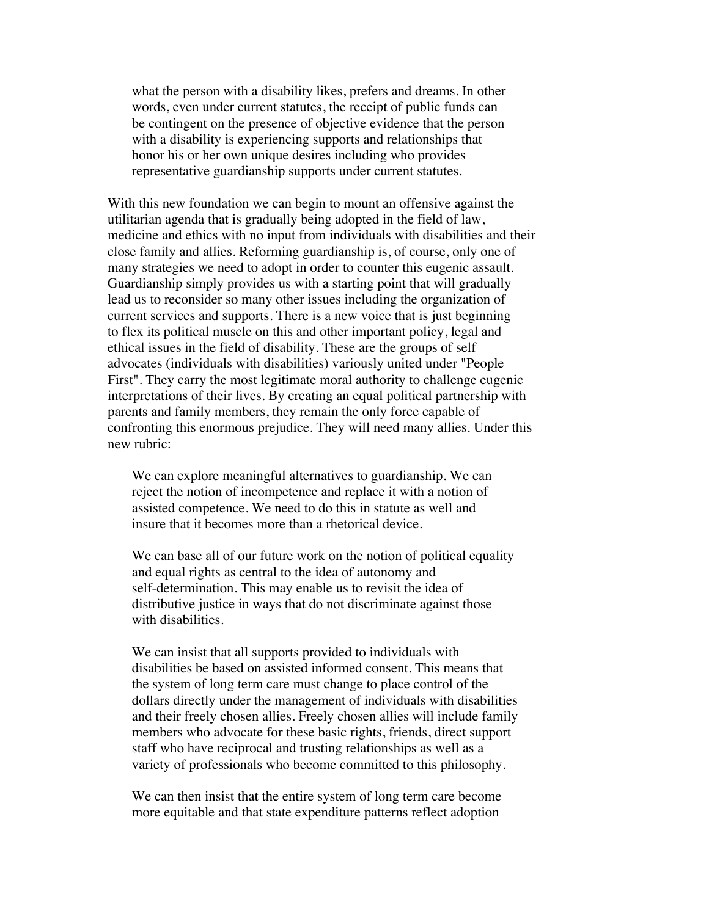> what the person with a disability likes, prefers and dreams. In other words, even under current statutes, the receipt of public funds can be contingent on the presence of objective evidence that the person with a disability is experiencing supports and relationships that honor his or her own unique desires including who provides representative guardianship supports under current statutes.

With this new foundation we can begin to mount an offensive against the utilitarian agenda that is gradually being adopted in the field of law, medicine and ethics with no input from individuals with disabilities and their close family and allies. Reforming guardianship is, of course, only one of many strategies we need to adopt in order to counter this eugenic assault. Guardianship simply provides us with a starting point that will gradually lead us to reconsider so many other issues including the organization of current services and supports. There is a new voice that is just beginning to flex its political muscle on this and other important policy, legal and ethical issues in the field of disability. These are the groups of self advocates (individuals with disabilities) variously united under "People First". They carry the most legitimate moral authority to challenge eugenic interpretations of their lives. By creating an equal political partnership with parents and family members, they remain the only force capable of confronting this enormous prejudice. They will need many allies. Under this new rubric:

> We can explore meaningful alternatives to guardianship. We can reject the notion of incompetence and replace it with a notion of assisted competence. We need to do this in statute as well and insure that it becomes more than a rhetorical device.
>
> We can base all of our future work on the notion of political equality and equal rights as central to the idea of autonomy and self-determination. This may enable us to revisit the idea of distributive justice in ways that do not discriminate against those with disabilities.
>
> We can insist that all supports provided to individuals with disabilities be based on assisted informed consent. This means that the system of long term care must change to place control of the dollars directly under the management of individuals with disabilities and their freely chosen allies. Freely chosen allies will include family members who advocate for these basic rights, friends, direct support staff who have reciprocal and trusting relationships as well as a variety of professionals who become committed to this philosophy.
>
> We can then insist that the entire system of long term care become more equitable and that state expenditure patterns reflect adoption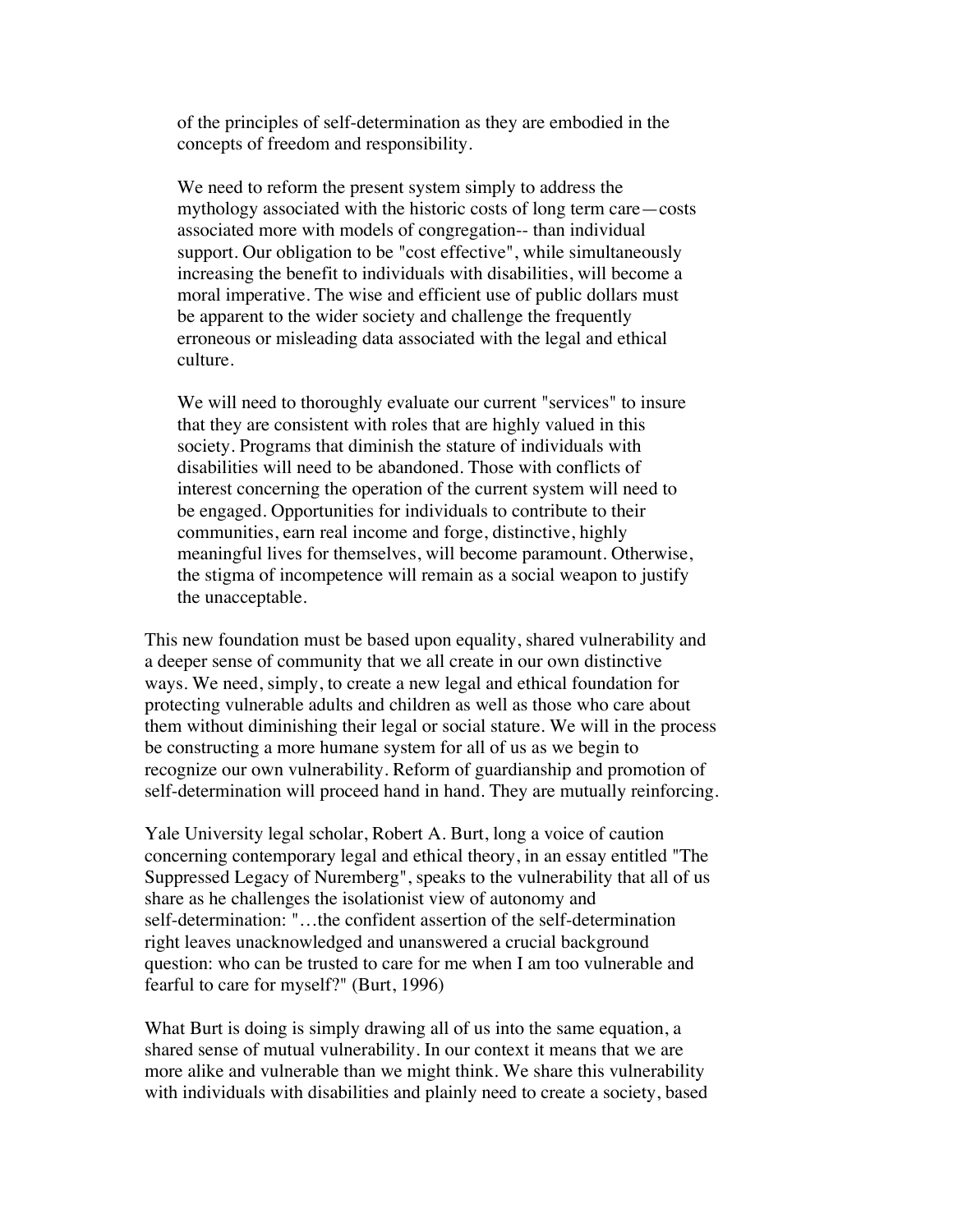> of the principles of self-determination as they are embodied in the concepts of freedom and responsibility.
>
> We need to reform the present system simply to address the mythology associated with the historic costs of long term care—costs associated more with models of congregation-- than individual support. Our obligation to be "cost effective", while simultaneously increasing the benefit to individuals with disabilities, will become a moral imperative. The wise and efficient use of public dollars must be apparent to the wider society and challenge the frequently erroneous or misleading data associated with the legal and ethical culture.
>
> We will need to thoroughly evaluate our current "services" to insure that they are consistent with roles that are highly valued in this society. Programs that diminish the stature of individuals with disabilities will need to be abandoned. Those with conflicts of interest concerning the operation of the current system will need to be engaged. Opportunities for individuals to contribute to their communities, earn real income and forge, distinctive, highly meaningful lives for themselves, will become paramount. Otherwise, the stigma of incompetence will remain as a social weapon to justify the unacceptable.

This new foundation must be based upon equality, shared vulnerability and a deeper sense of community that we all create in our own distinctive ways. We need, simply, to create a new legal and ethical foundation for protecting vulnerable adults and children as well as those who care about them without diminishing their legal or social stature. We will in the process be constructing a more humane system for all of us as we begin to recognize our own vulnerability. Reform of guardianship and promotion of self-determination will proceed hand in hand. They are mutually reinforcing.

Yale University legal scholar, Robert A. Burt, long a voice of caution concerning contemporary legal and ethical theory, in an essay entitled "The Suppressed Legacy of Nuremberg", speaks to the vulnerability that all of us share as he challenges the isolationist view of autonomy and self-determination: "…the confident assertion of the self-determination right leaves unacknowledged and unanswered a crucial background question: who can be trusted to care for me when I am too vulnerable and fearful to care for myself?" (Burt, 1996)

What Burt is doing is simply drawing all of us into the same equation, a shared sense of mutual vulnerability. In our context it means that we are more alike and vulnerable than we might think. We share this vulnerability with individuals with disabilities and plainly need to create a society, based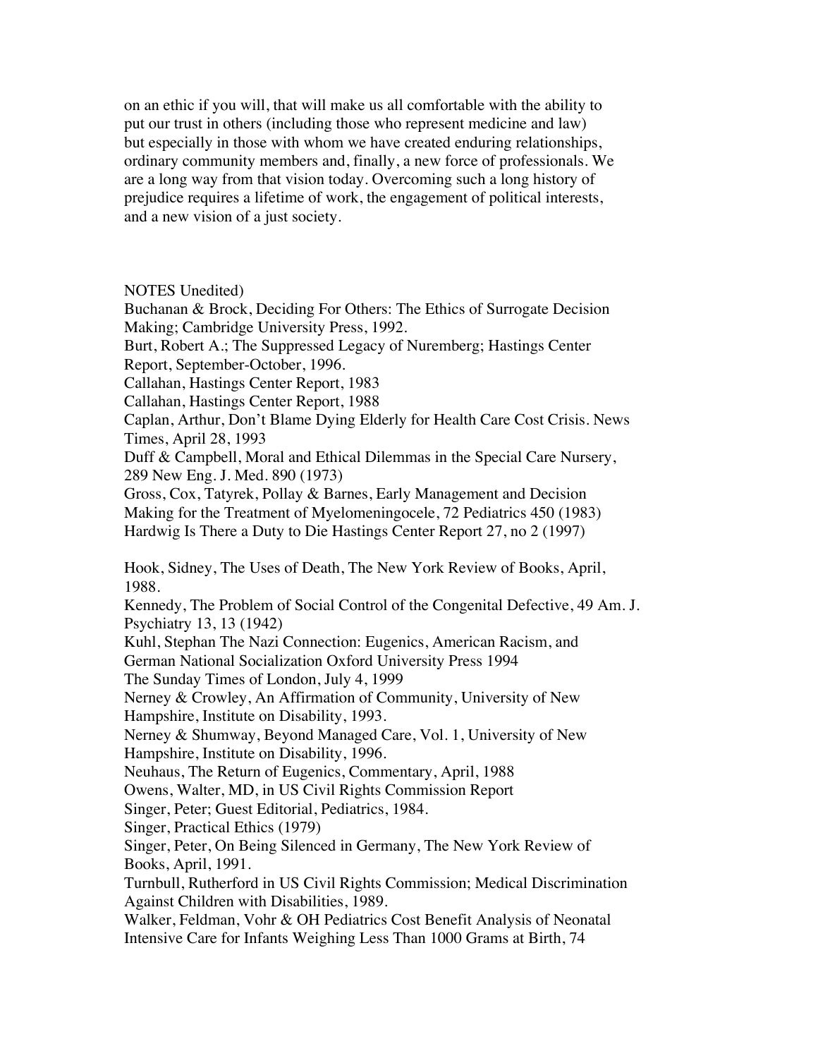on an ethic if you will, that will make us all comfortable with the ability to put our trust in others (including those who represent medicine and law) but especially in those with whom we have created enduring relationships, ordinary community members and, finally, a new force of professionals. We are a long way from that vision today. Overcoming such a long history of prejudice requires a lifetime of work, the engagement of political interests, and a new vision of a just society.

NOTES Unedited)

Buchanan & Brock, Deciding For Others: The Ethics of Surrogate Decision Making; Cambridge University Press, 1992.

Burt, Robert A.; The Suppressed Legacy of Nuremberg; Hastings Center Report, September-October, 1996.

Callahan, Hastings Center Report, 1983

Callahan, Hastings Center Report, 1988

Caplan, Arthur, Don't Blame Dying Elderly for Health Care Cost Crisis. News Times, April 28, 1993

Duff & Campbell, Moral and Ethical Dilemmas in the Special Care Nursery, 289 New Eng. J. Med. 890 (1973)

Gross, Cox, Tatyrek, Pollay & Barnes, Early Management and Decision Making for the Treatment of Myelomeningocele, 72 Pediatrics 450 (1983)

Hardwig Is There a Duty to Die Hastings Center Report 27, no 2 (1997)

Hook, Sidney, The Uses of Death, The New York Review of Books, April, 1988.

Kennedy, The Problem of Social Control of the Congenital Defective, 49 Am. J. Psychiatry 13, 13 (1942)

Kuhl, Stephan The Nazi Connection: Eugenics, American Racism, and German National Socialization Oxford University Press 1994

The Sunday Times of London, July 4, 1999

Nerney & Crowley, An Affirmation of Community, University of New Hampshire, Institute on Disability, 1993.

Nerney & Shumway, Beyond Managed Care, Vol. 1, University of New Hampshire, Institute on Disability, 1996.

Neuhaus, The Return of Eugenics, Commentary, April, 1988

Owens, Walter, MD, in US Civil Rights Commission Report

Singer, Peter; Guest Editorial, Pediatrics, 1984.

Singer, Practical Ethics (1979)

Singer, Peter, On Being Silenced in Germany, The New York Review of Books, April, 1991.

Turnbull, Rutherford in US Civil Rights Commission; Medical Discrimination Against Children with Disabilities, 1989.

Walker, Feldman, Vohr & OH Pediatrics Cost Benefit Analysis of Neonatal Intensive Care for Infants Weighing Less Than 1000 Grams at Birth, 74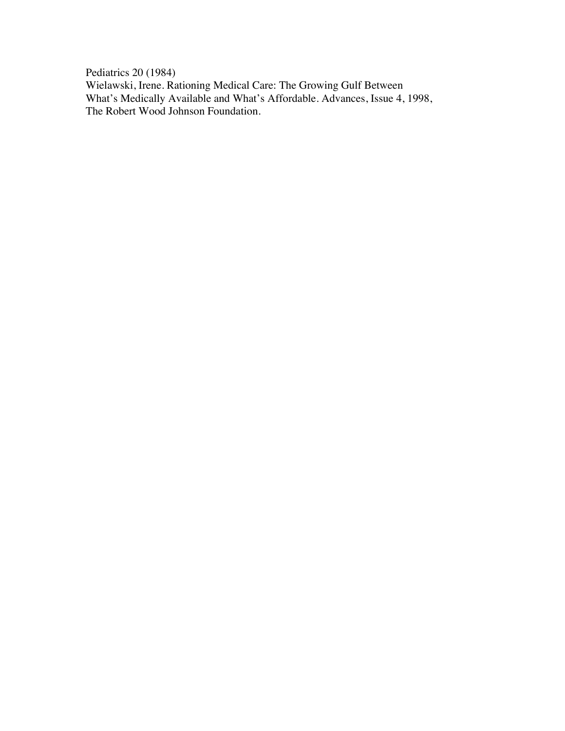Pediatrics 20 (1984)
Wielawski, Irene. Rationing Medical Care: The Growing Gulf Between What's Medically Available and What's Affordable. Advances, Issue 4, 1998, The Robert Wood Johnson Foundation.